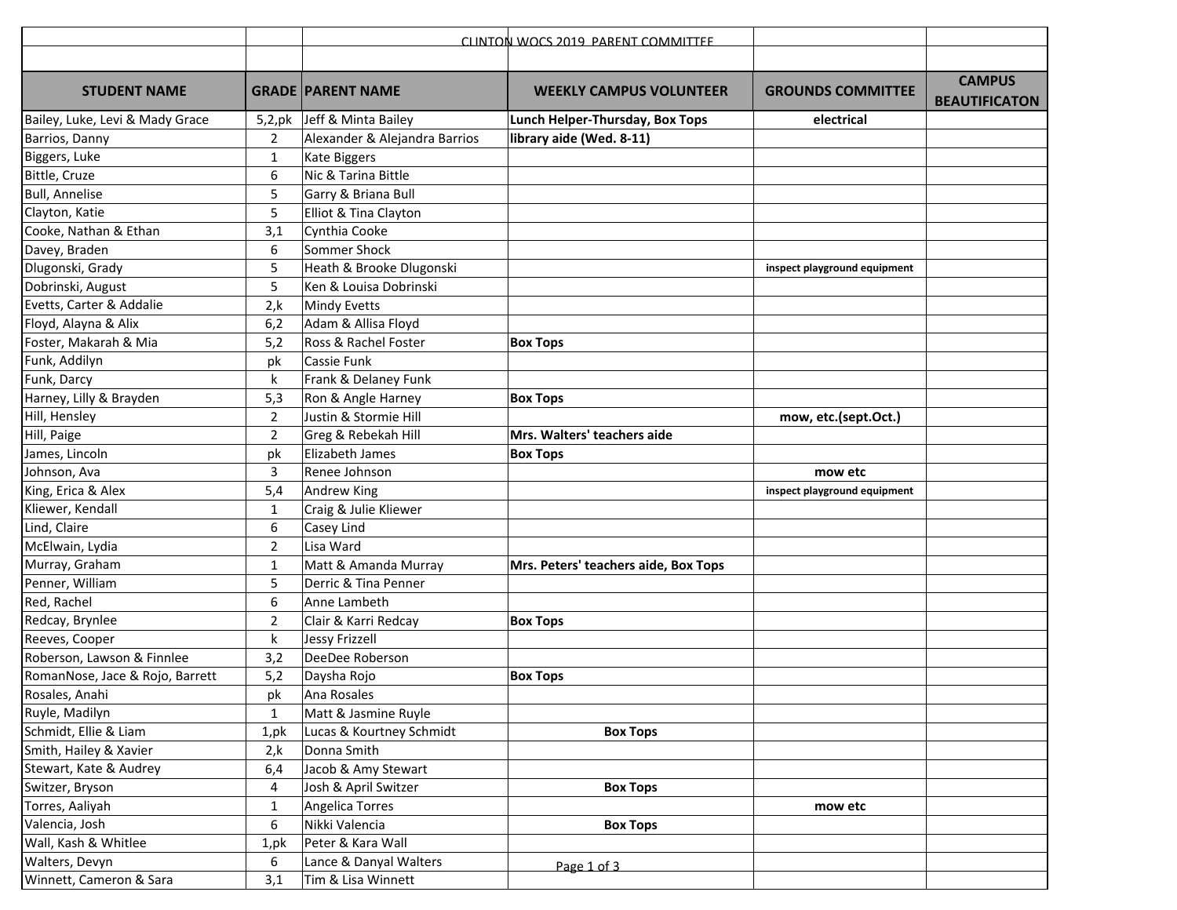# CLINTON WOCS 2019 PARENT COMMITTEE

| STUDENT NAME | GRADE | PARENT NAME | WEEKLY CAMPUS VOLUNTEER | GROUNDS COMMITTEE | CAMPUS BEAUTIFICATON |
|---|---|---|---|---|---|
| Bailey, Luke, Levi & Mady Grace | 5,2,pk | Jeff & Minta Bailey | **Lunch Helper-Thursday, Box Tops** | **electrical** | |
| Barrios, Danny | 2 | Alexander & Alejandra Barrios | **library aide (Wed. 8-11)** | | |
| Biggers, Luke | 1 | Kate Biggers | | | |
| Bittle, Cruze | 6 | Nic & Tarina Bittle | | | |
| Bull, Annelise | 5 | Garry & Briana Bull | | | |
| Clayton, Katie | 5 | Elliot & Tina Clayton | | | |
| Cooke, Nathan & Ethan | 3,1 | Cynthia Cooke | | | |
| Davey, Braden | 6 | Sommer Shock | | | |
| Dlugonski, Grady | 5 | Heath & Brooke Dlugonski | | **inspect playground equipment** | |
| Dobrinski, August | 5 | Ken & Louisa Dobrinski | | | |
| Evetts, Carter & Addalie | 2,k | Mindy Evetts | | | |
| Floyd, Alayna & Alix | 6,2 | Adam & Allisa Floyd | | | |
| Foster, Makarah & Mia | 5,2 | Ross & Rachel Foster | **Box Tops** | | |
| Funk, Addilyn | pk | Cassie Funk | | | |
| Funk, Darcy | k | Frank & Delaney Funk | | | |
| Harney, Lilly & Brayden | 5,3 | Ron & Angle Harney | **Box Tops** | | |
| Hill, Hensley | 2 | Justin & Stormie Hill | | **mow, etc.(sept.Oct.)** | |
| Hill, Paige | 2 | Greg & Rebekah Hill | **Mrs. Walters' teachers aide** | | |
| James, Lincoln | pk | Elizabeth James | **Box Tops** | | |
| Johnson, Ava | 3 | Renee Johnson | | **mow etc** | |
| King, Erica & Alex | 5,4 | Andrew King | | **inspect playground equipment** | |
| Kliewer, Kendall | 1 | Craig & Julie Kliewer | | | |
| Lind, Claire | 6 | Casey Lind | | | |
| McElwain, Lydia | 2 | Lisa Ward | | | |
| Murray, Graham | 1 | Matt & Amanda Murray | **Mrs. Peters' teachers aide, Box Tops** | | |
| Penner, William | 5 | Derric & Tina Penner | | | |
| Red, Rachel | 6 | Anne Lambeth | | | |
| Redcay, Brynlee | 2 | Clair & Karri Redcay | **Box Tops** | | |
| Reeves, Cooper | k | Jessy Frizzell | | | |
| Roberson, Lawson & Finnlee | 3,2 | DeeDee Roberson | | | |
| RomanNose, Jace & Rojo, Barrett | 5,2 | Daysha Rojo | **Box Tops** | | |
| Rosales, Anahi | pk | Ana Rosales | | | |
| Ruyle, Madilyn | 1 | Matt & Jasmine Ruyle | | | |
| Schmidt, Ellie & Liam | 1,pk | Lucas & Kourtney Schmidt | **Box Tops** | | |
| Smith, Hailey & Xavier | 2,k | Donna Smith | | | |
| Stewart, Kate & Audrey | 6,4 | Jacob & Amy Stewart | | | |
| Switzer, Bryson | 4 | Josh & April Switzer | **Box Tops** | | |
| Torres, Aaliyah | 1 | Angelica Torres | | **mow etc** | |
| Valencia, Josh | 6 | Nikki Valencia | **Box Tops** | | |
| Wall, Kash & Whitlee | 1,pk | Peter & Kara Wall | | | |
| Walters, Devyn | 6 | Lance & Danyal Walters | | | |
| Winnett, Cameron & Sara | 3,1 | Tim & Lisa Winnett | | | |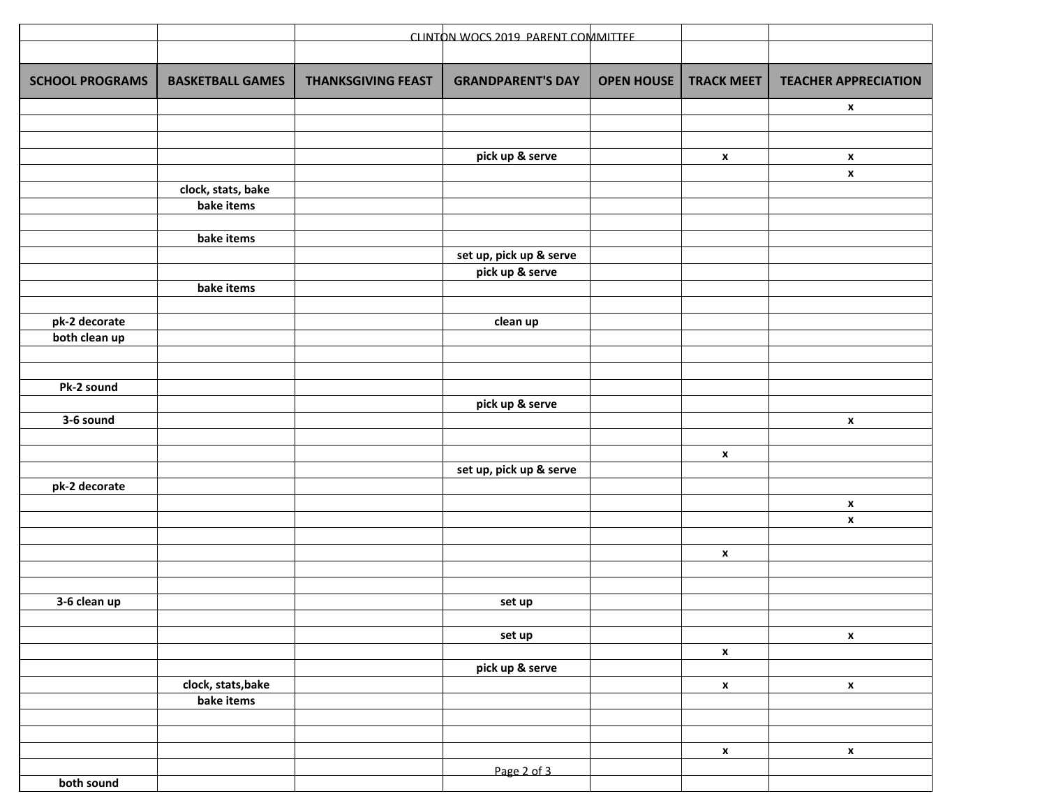CLINTON WOCS 2019 PARENT COMMITTEE

| SCHOOL PROGRAMS | BASKETBALL GAMES | THANKSGIVING FEAST | GRANDPARENT'S DAY | OPEN HOUSE | TRACK MEET | TEACHER APPRECIATION |
|---|---|---|---|---|---|---|
| | | | | | | x |
| | | | | | | |
| | | | | | | |
| | | | pick up & serve | | x | x |
| | | | | | | x |
| | clock, stats, bake | | | | | |
| | bake items | | | | | |
| | | | | | | |
| | bake items | | | | | |
| | | | set up, pick up & serve | | | |
| | | | pick up & serve | | | |
| | bake items | | | | | |
| | | | | | | |
| pk-2 decorate | | | clean up | | | |
| both clean up | | | | | | |
| | | | | | | |
| | | | | | | |
| Pk-2 sound | | | | | | |
| | | | pick up & serve | | | |
| 3-6 sound | | | | | | x |
| | | | | | | |
| | | | | | x | |
| | | | set up, pick up & serve | | | |
| pk-2 decorate | | | | | | |
| | | | | | | x |
| | | | | | | x |
| | | | | | | |
| | | | | | x | |
| | | | | | | |
| | | | | | | |
| 3-6 clean up | | | set up | | | |
| | | | | | | |
| | | | set up | | | x |
| | | | | | x | |
| | | | pick up & serve | | | |
| | clock, stats,bake | | | | x | x |
| | bake items | | | | | |
| | | | | | | |
| | | | | | | |
| | | | | | x | x |
| | | | | | | |
| both sound | | | | | | |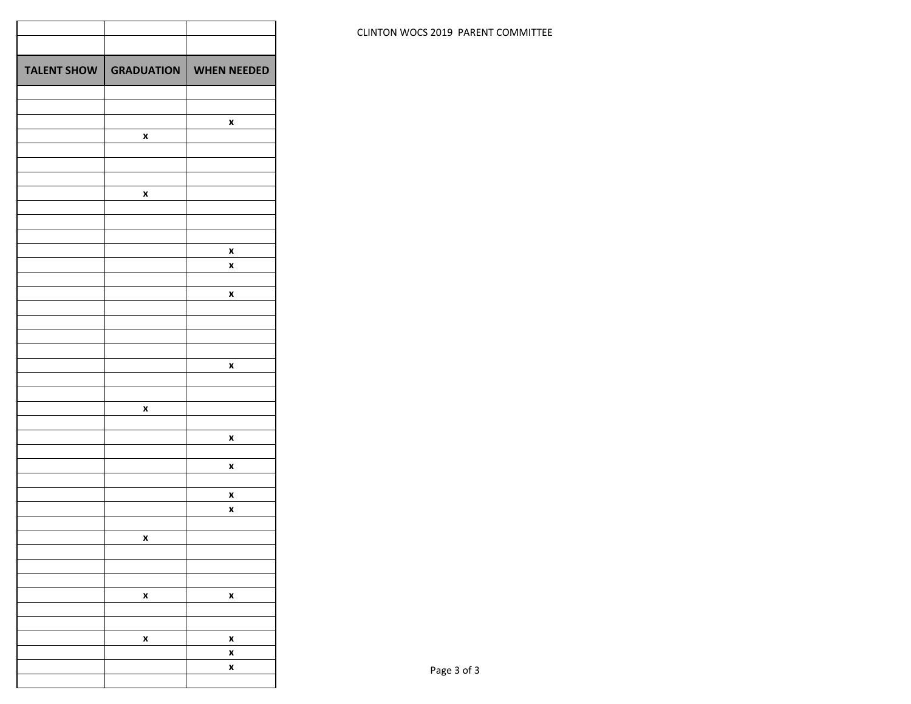| TALENT SHOW | GRADUATION | WHEN NEEDED |
|---|---|---|
| | | |
| | | |
| | | x |
| | x | |
| | | |
| | | |
| | | |
| | x | |
| | | |
| | | |
| | | |
| | | x |
| | | x |
| | | |
| | | x |
| | | |
| | | |
| | | |
| | | |
| | | x |
| | | |
| | | |
| | x | |
| | | |
| | | x |
| | | |
| | | x |
| | | |
| | | x |
| | | x |
| | | |
| | x | |
| | | |
| | | |
| | | |
| | x | x |
| | | |
| | | |
| | x | x |
| | | x |
| | | x |
| | | |